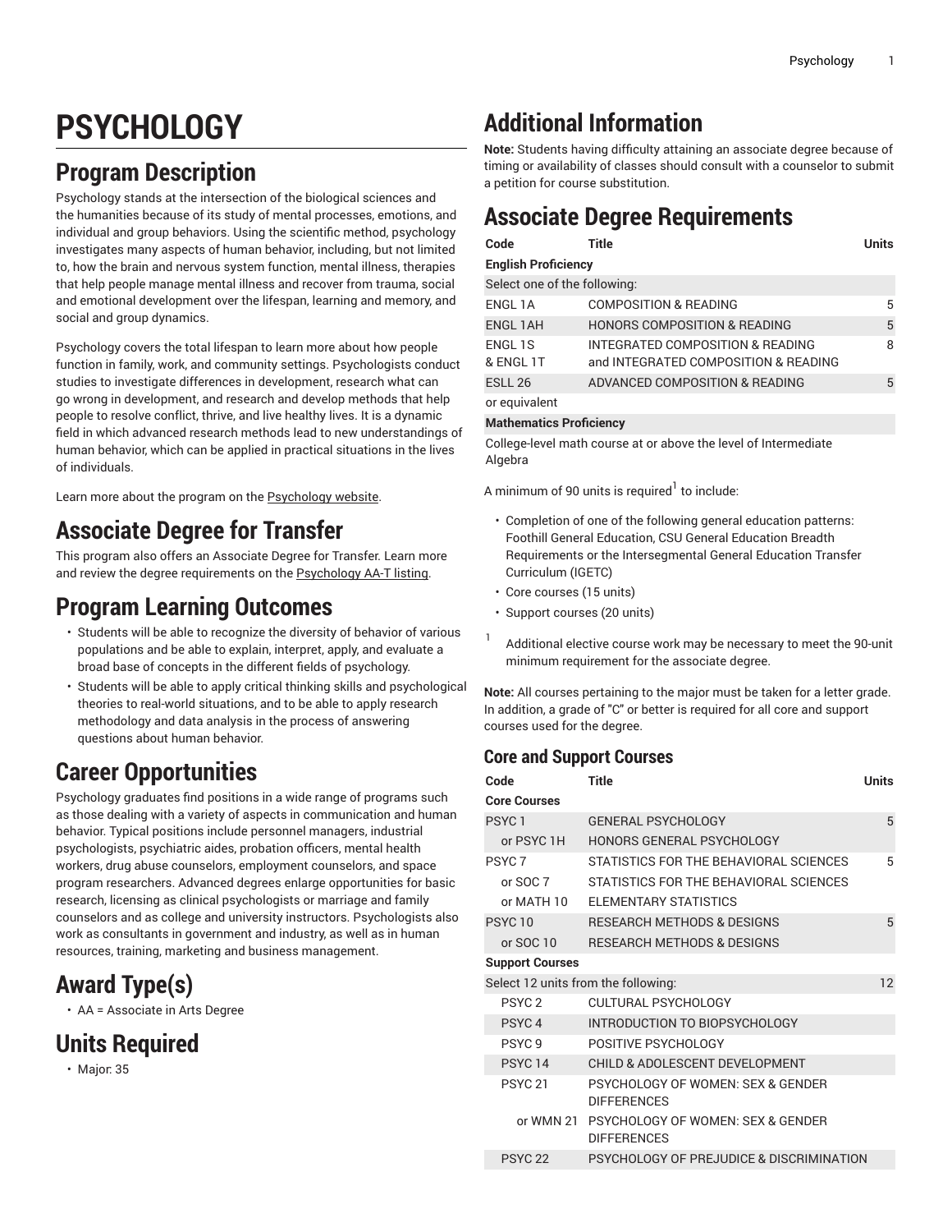# PSYCHOLOGY

## Program Description

Psychology stands at the intersection of the biological sciences and the humanities because of its study of mental processes, emotions, and individual and group behaviors. Using the scientific method, psychology investigates many aspects of human behavior, including, but not limited to, how the brain and nervous system function, mental illness, therapies that help people manage mental illness and recover from trauma, social and emotional development over the lifespan, learning and memory, and social and group dynamics.

Psychology covers the total lifespan to learn more about how people function in family, work, and community settings. Psychologists conduct studies to investigate differences in development, research what can go wrong in development, and research and develop methods that help people to resolve conflict, thrive, and live healthy lives. It is a dynamic field in which advanced research methods lead to new understandings of human behavior, which can be applied in practical situations in the lives of individuals.

Learn more about the program on the Psychology website.

## Associate Degree for Transfer

This program also offers an Associate Degree for Transfer. Learn more and review the degree requirements on the Psychology AA-T listing.

## Program Learning Outcomes

- Students will be able to recognize the diversity of behavior of various populations and be able to explain, interpret, apply, and evaluate a broad base of concepts in the different fields of psychology.
- Students will be able to apply critical thinking skills and psychological theories to real-world situations, and to be able to apply research methodology and data analysis in the process of answering questions about human behavior.

## Career Opportunities

Psychology graduates find positions in a wide range of programs such as those dealing with a variety of aspects in communication and human behavior. Typical positions include personnel managers, industrial psychologists, psychiatric aides, probation officers, mental health workers, drug abuse counselors, employment counselors, and space program researchers. Advanced degrees enlarge opportunities for basic research, licensing as clinical psychologists or marriage and family counselors and as college and university instructors. Psychologists also work as consultants in government and industry, as well as in human resources, training, marketing and business management.

## Award Type(s)

- AA = Associate in Arts Degree

## Units Required

- Major: 35

## Additional Information

**Note:** Students having difficulty attaining an associate degree because of timing or availability of classes should consult with a counselor to submit a petition for course substitution.

## Associate Degree Requirements

| Code | Title | Units |
|---|---|---|
| **English Proficiency** | | |
| Select one of the following: | | |
| ENGL 1A | COMPOSITION & READING | 5 |
| ENGL 1AH | HONORS COMPOSITION & READING | 5 |
| ENGL 1S & ENGL 1T | INTEGRATED COMPOSITION & READING and INTEGRATED COMPOSITION & READING | 8 |
| ESLL 26 | ADVANCED COMPOSITION & READING | 5 |
| or equivalent | | |
| **Mathematics Proficiency** | | |
| College-level math course at or above the level of Intermediate Algebra | | |

A minimum of 90 units is required[1] to include:

- Completion of one of the following general education patterns: Foothill General Education, CSU General Education Breadth Requirements or the Intersegmental General Education Transfer Curriculum (IGETC)
- Core courses (15 units)
- Support courses (20 units)

[1] Additional elective course work may be necessary to meet the 90-unit minimum requirement for the associate degree.

**Note:** All courses pertaining to the major must be taken for a letter grade. In addition, a grade of "C" or better is required for all core and support courses used for the degree.

### Core and Support Courses

| Code | Title | Units |
|---|---|---|
| **Core Courses** | | |
| PSYC 1 | GENERAL PSYCHOLOGY | 5 |
| or PSYC 1H | HONORS GENERAL PSYCHOLOGY | |
| PSYC 7 | STATISTICS FOR THE BEHAVIORAL SCIENCES | 5 |
| or SOC 7 | STATISTICS FOR THE BEHAVIORAL SCIENCES | |
| or MATH 10 | ELEMENTARY STATISTICS | |
| PSYC 10 | RESEARCH METHODS & DESIGNS | 5 |
| or SOC 10 | RESEARCH METHODS & DESIGNS | |
| **Support Courses** | | |
| Select 12 units from the following: | | 12 |
| PSYC 2 | CULTURAL PSYCHOLOGY | |
| PSYC 4 | INTRODUCTION TO BIOPSYCHOLOGY | |
| PSYC 9 | POSITIVE PSYCHOLOGY | |
| PSYC 14 | CHILD & ADOLESCENT DEVELOPMENT | |
| PSYC 21 | PSYCHOLOGY OF WOMEN: SEX & GENDER DIFFERENCES | |
| or WMN 21 | PSYCHOLOGY OF WOMEN: SEX & GENDER DIFFERENCES | |
| PSYC 22 | PSYCHOLOGY OF PREJUDICE & DISCRIMINATION | |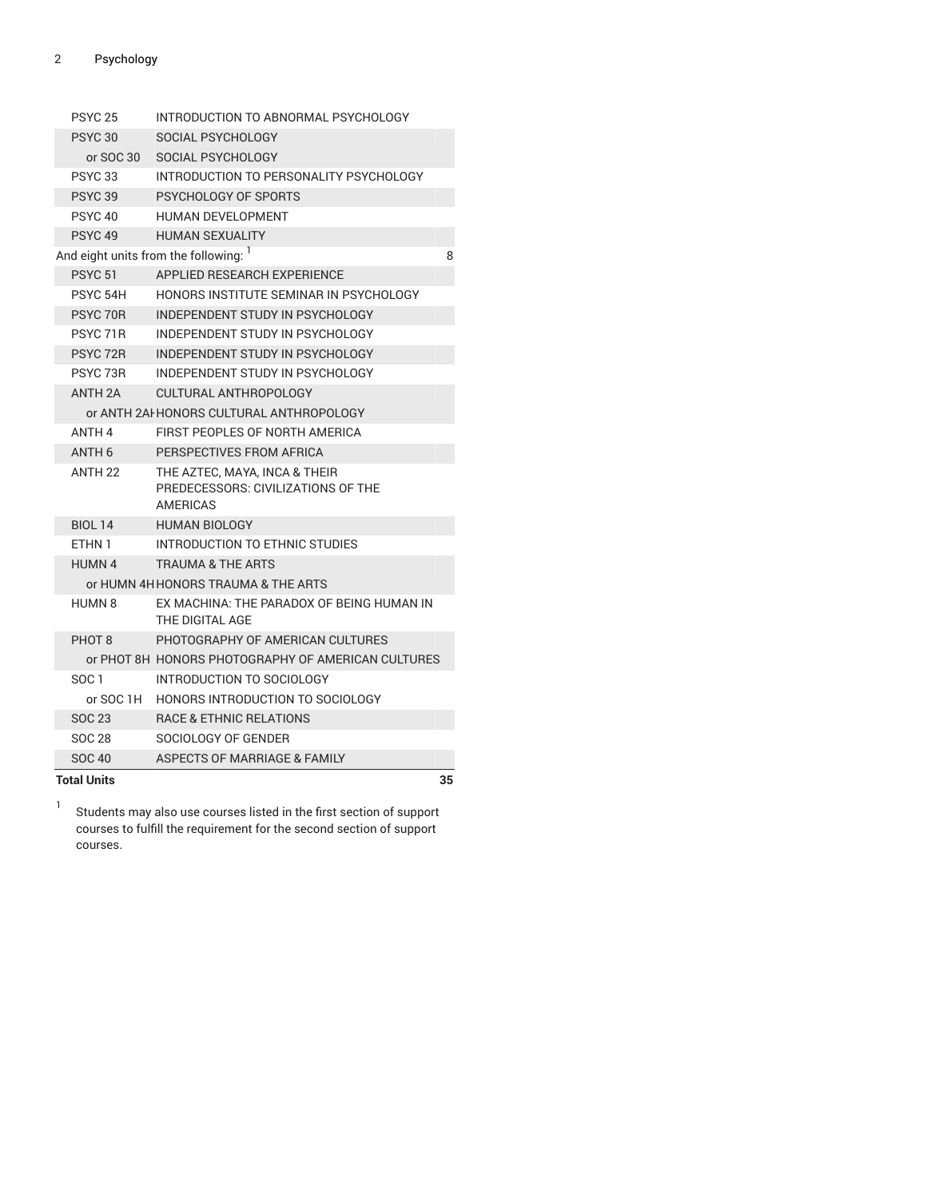| | | |
|---|---|---|
| PSYC 25 | INTRODUCTION TO ABNORMAL PSYCHOLOGY | |
| PSYC 30 | SOCIAL PSYCHOLOGY | |
| or SOC 30 | SOCIAL PSYCHOLOGY | |
| PSYC 33 | INTRODUCTION TO PERSONALITY PSYCHOLOGY | |
| PSYC 39 | PSYCHOLOGY OF SPORTS | |
| PSYC 40 | HUMAN DEVELOPMENT | |
| PSYC 49 | HUMAN SEXUALITY | |
| And eight units from the following: [1] | | 8 |
| PSYC 51 | APPLIED RESEARCH EXPERIENCE | |
| PSYC 54H | HONORS INSTITUTE SEMINAR IN PSYCHOLOGY | |
| PSYC 70R | INDEPENDENT STUDY IN PSYCHOLOGY | |
| PSYC 71R | INDEPENDENT STUDY IN PSYCHOLOGY | |
| PSYC 72R | INDEPENDENT STUDY IN PSYCHOLOGY | |
| PSYC 73R | INDEPENDENT STUDY IN PSYCHOLOGY | |
| ANTH 2A | CULTURAL ANTHROPOLOGY | |
| or ANTH 2AH | HONORS CULTURAL ANTHROPOLOGY | |
| ANTH 4 | FIRST PEOPLES OF NORTH AMERICA | |
| ANTH 6 | PERSPECTIVES FROM AFRICA | |
| ANTH 22 | THE AZTEC, MAYA, INCA & THEIR PREDECESSORS: CIVILIZATIONS OF THE AMERICAS | |
| BIOL 14 | HUMAN BIOLOGY | |
| ETHN 1 | INTRODUCTION TO ETHNIC STUDIES | |
| HUMN 4 | TRAUMA & THE ARTS | |
| or HUMN 4H | HONORS TRAUMA & THE ARTS | |
| HUMN 8 | EX MACHINA: THE PARADOX OF BEING HUMAN IN THE DIGITAL AGE | |
| PHOT 8 | PHOTOGRAPHY OF AMERICAN CULTURES | |
| or PHOT 8H | HONORS PHOTOGRAPHY OF AMERICAN CULTURES | |
| SOC 1 | INTRODUCTION TO SOCIOLOGY | |
| or SOC 1H | HONORS INTRODUCTION TO SOCIOLOGY | |
| SOC 23 | RACE & ETHNIC RELATIONS | |
| SOC 28 | SOCIOLOGY OF GENDER | |
| SOC 40 | ASPECTS OF MARRIAGE & FAMILY | |
| **Total Units** | | **35** |

[1] Students may also use courses listed in the first section of support courses to fulfill the requirement for the second section of support courses.